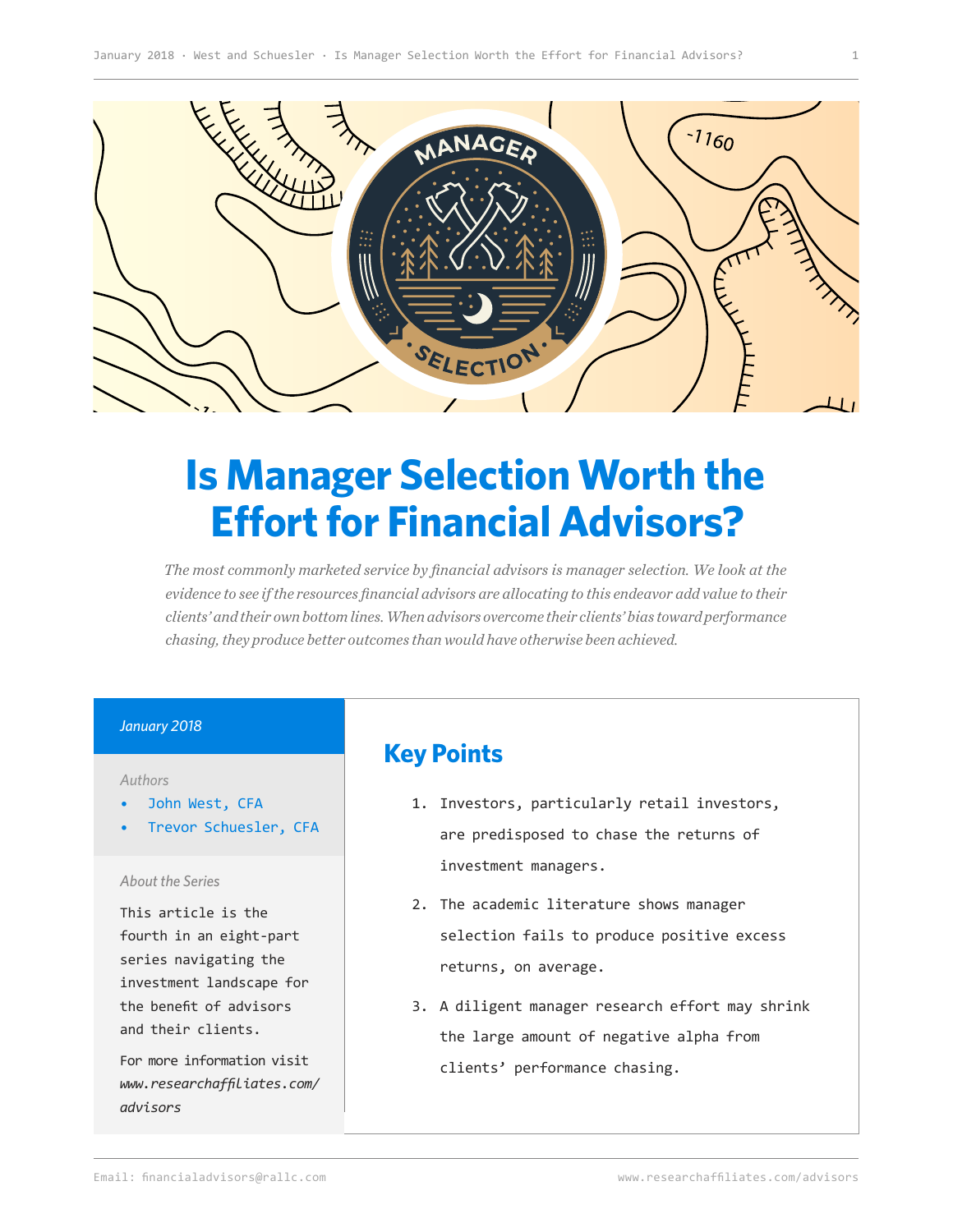# Is Manager Selection Worth the Effort for Financial Advisors?

*The most commonly marketed service by financial advisors is manager selection. We look at the evidence to see if the resources financial advisors are allocating to this endeavor add value to their clients' and their own bottom lines. When advisors overcome their clients' bias toward performance chasing, they produce better outcomes than would have otherwise been achieved.*

*January 2018*

*Authors*

- John West, CFA
- Trevor Schuesler, CFA

*About the Series*

This article is the fourth in an eight-part series navigating the investment landscape for the benefit of advisors and their clients.

For more information visit *www.researchaffiliates.com/advisors*

## Key Points

1. Investors, particularly retail investors, are predisposed to chase the returns of investment managers.
2. The academic literature shows manager selection fails to produce positive excess returns, on average.
3. A diligent manager research effort may shrink the large amount of negative alpha from clients' performance chasing.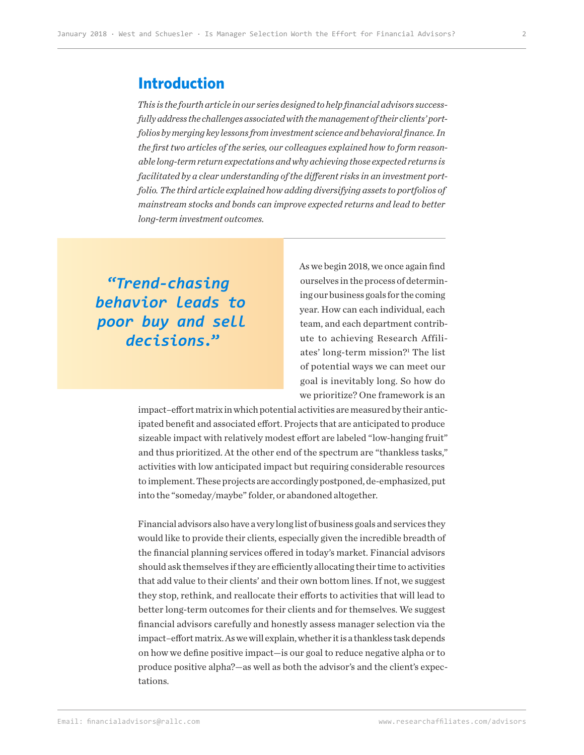## Introduction

*This is the fourth article in our series designed to help financial advisors successfully address the challenges associated with the management of their clients' portfolios by merging key lessons from investment science and behavioral finance. In the first two articles of the series, our colleagues explained how to form reasonable long-term return expectations and why achieving those expected returns is facilitated by a clear understanding of the different risks in an investment portfolio. The third article explained how adding diversifying assets to portfolios of mainstream stocks and bonds can improve expected returns and lead to better long-term investment outcomes.*

> *"Trend-chasing behavior leads to poor buy and sell decisions."*

As we begin 2018, we once again find ourselves in the process of determining our business goals for the coming year. How can each individual, each team, and each department contribute to achieving Research Affiliates' long-term mission?[1] The list of potential ways we can meet our goal is inevitably long. So how do we prioritize? One framework is an impact–effort matrix in which potential activities are measured by their anticipated benefit and associated effort. Projects that are anticipated to produce sizeable impact with relatively modest effort are labeled "low-hanging fruit" and thus prioritized. At the other end of the spectrum are "thankless tasks," activities with low anticipated impact but requiring considerable resources to implement. These projects are accordingly postponed, de-emphasized, put into the "someday/maybe" folder, or abandoned altogether.

Financial advisors also have a very long list of business goals and services they would like to provide their clients, especially given the incredible breadth of the financial planning services offered in today's market. Financial advisors should ask themselves if they are efficiently allocating their time to activities that add value to their clients' and their own bottom lines. If not, we suggest they stop, rethink, and reallocate their efforts to activities that will lead to better long-term outcomes for their clients and for themselves. We suggest financial advisors carefully and honestly assess manager selection via the impact–effort matrix. As we will explain, whether it is a thankless task depends on how we define positive impact—is our goal to reduce negative alpha or to produce positive alpha?—as well as both the advisor's and the client's expectations.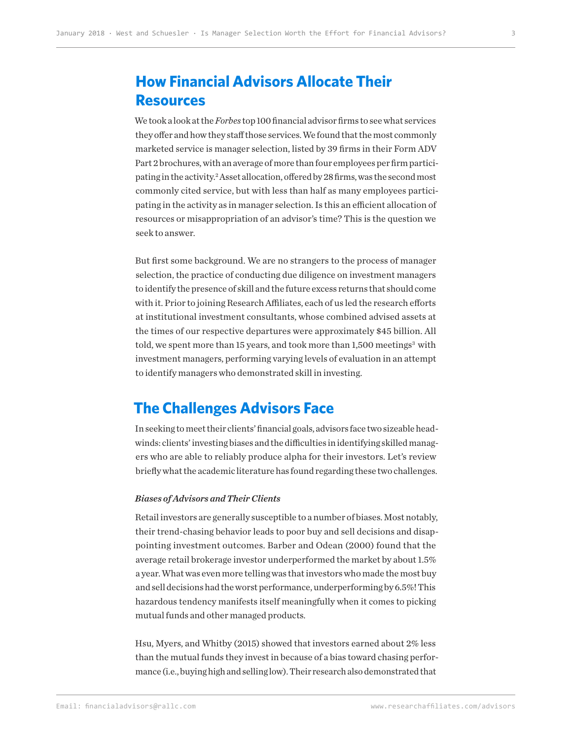## How Financial Advisors Allocate Their Resources

We took a look at the *Forbes* top 100 financial advisor firms to see what services they offer and how they staff those services. We found that the most commonly marketed service is manager selection, listed by 39 firms in their Form ADV Part 2 brochures, with an average of more than four employees per firm participating in the activity.[2] Asset allocation, offered by 28 firms, was the second most commonly cited service, but with less than half as many employees participating in the activity as in manager selection. Is this an efficient allocation of resources or misappropriation of an advisor's time? This is the question we seek to answer.

But first some background. We are no strangers to the process of manager selection, the practice of conducting due diligence on investment managers to identify the presence of skill and the future excess returns that should come with it. Prior to joining Research Affiliates, each of us led the research efforts at institutional investment consultants, whose combined advised assets at the times of our respective departures were approximately $45 billion. All told, we spent more than 15 years, and took more than 1,500 meetings[3] with investment managers, performing varying levels of evaluation in an attempt to identify managers who demonstrated skill in investing.

## The Challenges Advisors Face

In seeking to meet their clients' financial goals, advisors face two sizeable headwinds: clients' investing biases and the difficulties in identifying skilled managers who are able to reliably produce alpha for their investors. Let's review briefly what the academic literature has found regarding these two challenges.

### *Biases of Advisors and Their Clients*

Retail investors are generally susceptible to a number of biases. Most notably, their trend-chasing behavior leads to poor buy and sell decisions and disappointing investment outcomes. Barber and Odean (2000) found that the average retail brokerage investor underperformed the market by about 1.5% a year. What was even more telling was that investors who made the most buy and sell decisions had the worst performance, underperforming by 6.5%! This hazardous tendency manifests itself meaningfully when it comes to picking mutual funds and other managed products.

Hsu, Myers, and Whitby (2015) showed that investors earned about 2% less than the mutual funds they invest in because of a bias toward chasing performance (i.e., buying high and selling low). Their research also demonstrated that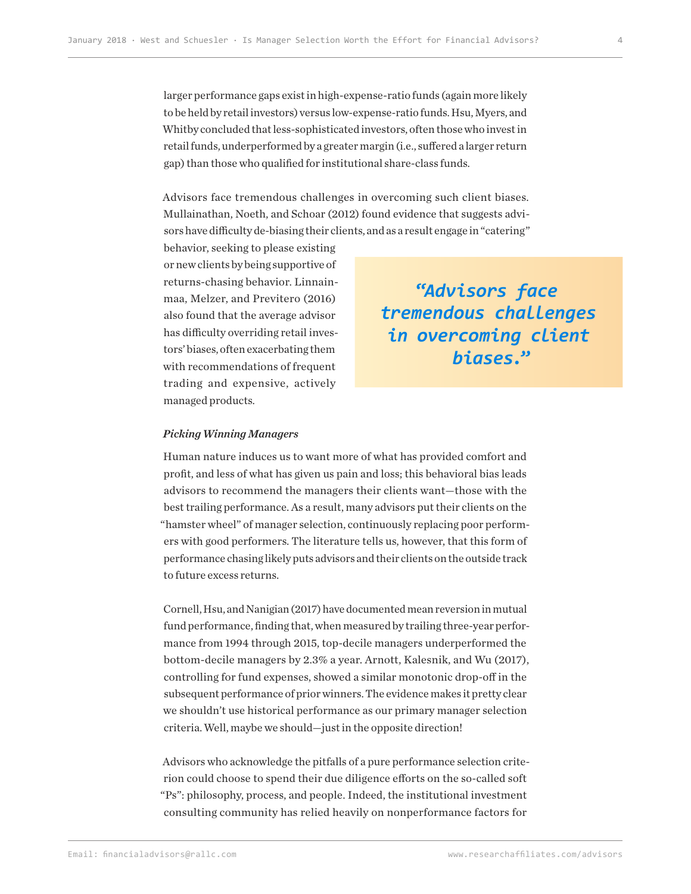larger performance gaps exist in high-expense-ratio funds (again more likely to be held by retail investors) versus low-expense-ratio funds. Hsu, Myers, and Whitby concluded that less-sophisticated investors, often those who invest in retail funds, underperformed by a greater margin (i.e., suffered a larger return gap) than those who qualified for institutional share-class funds.

Advisors face tremendous challenges in overcoming such client biases. Mullainathan, Noeth, and Schoar (2012) found evidence that suggests advisors have difficulty de-biasing their clients, and as a result engage in "catering" behavior, seeking to please existing or new clients by being supportive of returns-chasing behavior. Linnainmaa, Melzer, and Previtero (2016) also found that the average advisor has difficulty overriding retail investors' biases, often exacerbating them with recommendations of frequent trading and expensive, actively managed products.

> ***"Advisors face tremendous challenges in overcoming client biases."***

### *Picking Winning Managers*

Human nature induces us to want more of what has provided comfort and profit, and less of what has given us pain and loss; this behavioral bias leads advisors to recommend the managers their clients want—those with the best trailing performance. As a result, many advisors put their clients on the "hamster wheel" of manager selection, continuously replacing poor performers with good performers. The literature tells us, however, that this form of performance chasing likely puts advisors and their clients on the outside track to future excess returns.

Cornell, Hsu, and Nanigian (2017) have documented mean reversion in mutual fund performance, finding that, when measured by trailing three-year performance from 1994 through 2015, top-decile managers underperformed the bottom-decile managers by 2.3% a year. Arnott, Kalesnik, and Wu (2017), controlling for fund expenses, showed a similar monotonic drop-off in the subsequent performance of prior winners. The evidence makes it pretty clear we shouldn't use historical performance as our primary manager selection criteria. Well, maybe we should—just in the opposite direction!

Advisors who acknowledge the pitfalls of a pure performance selection criterion could choose to spend their due diligence efforts on the so-called soft "Ps": philosophy, process, and people. Indeed, the institutional investment consulting community has relied heavily on nonperformance factors for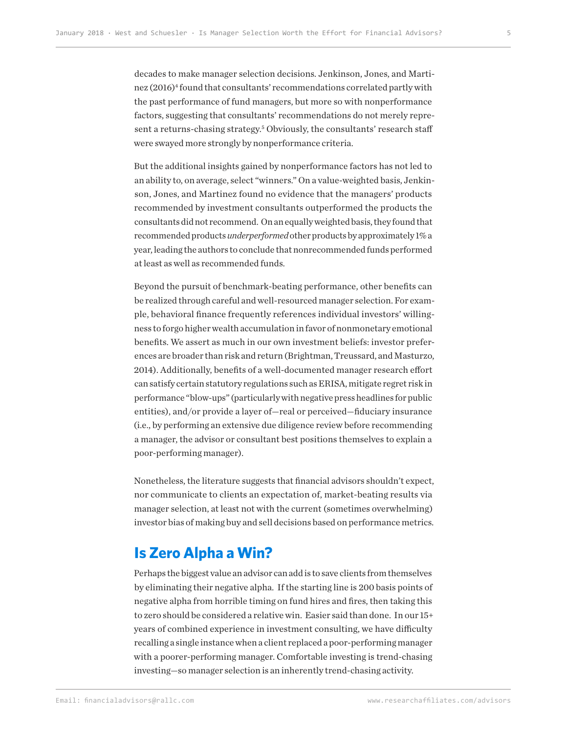decades to make manager selection decisions. Jenkinson, Jones, and Martinez (2016)[4] found that consultants' recommendations correlated partly with the past performance of fund managers, but more so with nonperformance factors, suggesting that consultants' recommendations do not merely represent a returns-chasing strategy.[5] Obviously, the consultants' research staff were swayed more strongly by nonperformance criteria.

But the additional insights gained by nonperformance factors has not led to an ability to, on average, select "winners." On a value-weighted basis, Jenkinson, Jones, and Martinez found no evidence that the managers' products recommended by investment consultants outperformed the products the consultants did not recommend. On an equally weighted basis, they found that recommended products *underperformed* other products by approximately 1% a year, leading the authors to conclude that nonrecommended funds performed at least as well as recommended funds.

Beyond the pursuit of benchmark-beating performance, other benefits can be realized through careful and well-resourced manager selection. For example, behavioral finance frequently references individual investors' willingness to forgo higher wealth accumulation in favor of nonmonetary emotional benefits. We assert as much in our own investment beliefs: investor preferences are broader than risk and return (Brightman, Treussard, and Masturzo, 2014). Additionally, benefits of a well-documented manager research effort can satisfy certain statutory regulations such as ERISA, mitigate regret risk in performance "blow-ups" (particularly with negative press headlines for public entities), and/or provide a layer of—real or perceived—fiduciary insurance (i.e., by performing an extensive due diligence review before recommending a manager, the advisor or consultant best positions themselves to explain a poor-performing manager).

Nonetheless, the literature suggests that financial advisors shouldn't expect, nor communicate to clients an expectation of, market-beating results via manager selection, at least not with the current (sometimes overwhelming) investor bias of making buy and sell decisions based on performance metrics.

## Is Zero Alpha a Win?

Perhaps the biggest value an advisor can add is to save clients from themselves by eliminating their negative alpha. If the starting line is 200 basis points of negative alpha from horrible timing on fund hires and fires, then taking this to zero should be considered a relative win. Easier said than done. In our 15+ years of combined experience in investment consulting, we have difficulty recalling a single instance when a client replaced a poor-performing manager with a poorer-performing manager. Comfortable investing is trend-chasing investing—so manager selection is an inherently trend-chasing activity.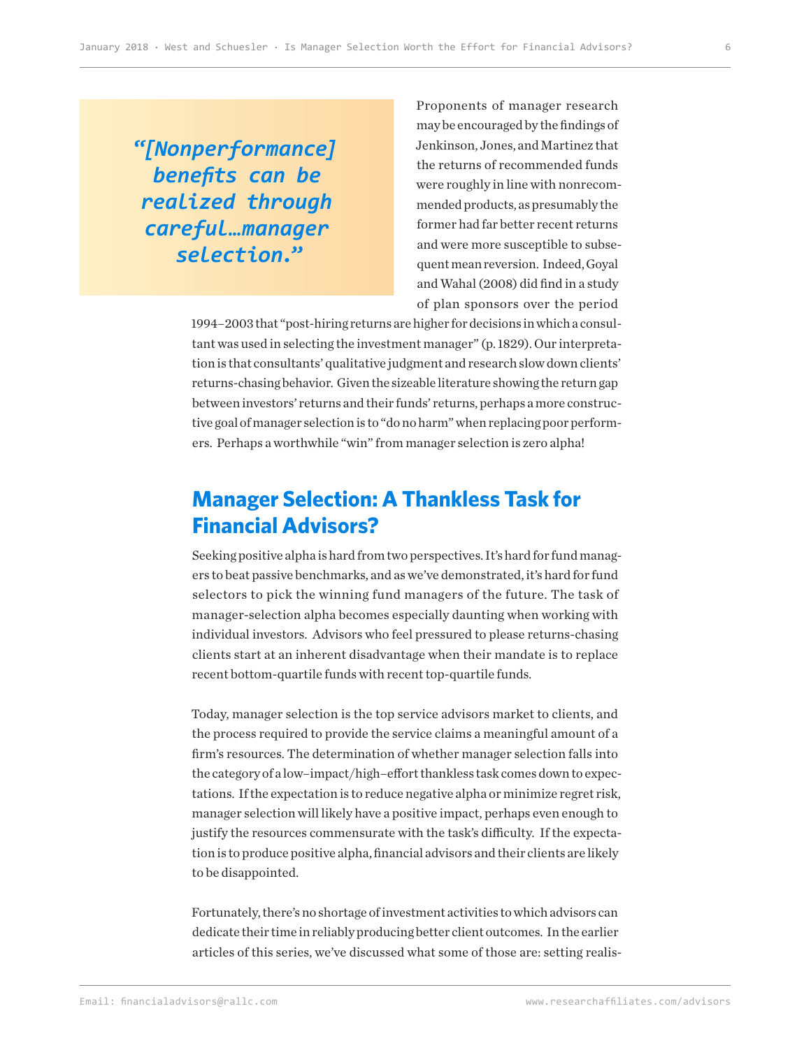> *"[Nonperformance] benefits can be realized through careful…manager selection."*

Proponents of manager research may be encouraged by the findings of Jenkinson, Jones, and Martinez that the returns of recommended funds were roughly in line with nonrecommended products, as presumably the former had far better recent returns and were more susceptible to subsequent mean reversion. Indeed, Goyal and Wahal (2008) did find in a study of plan sponsors over the period 1994–2003 that "post-hiring returns are higher for decisions in which a consultant was used in selecting the investment manager" (p. 1829). Our interpretation is that consultants' qualitative judgment and research slow down clients' returns-chasing behavior. Given the sizeable literature showing the return gap between investors' returns and their funds' returns, perhaps a more constructive goal of manager selection is to "do no harm" when replacing poor performers. Perhaps a worthwhile "win" from manager selection is zero alpha!

## Manager Selection: A Thankless Task for Financial Advisors?

Seeking positive alpha is hard from two perspectives. It's hard for fund managers to beat passive benchmarks, and as we've demonstrated, it's hard for fund selectors to pick the winning fund managers of the future. The task of manager-selection alpha becomes especially daunting when working with individual investors. Advisors who feel pressured to please returns-chasing clients start at an inherent disadvantage when their mandate is to replace recent bottom-quartile funds with recent top-quartile funds.

Today, manager selection is the top service advisors market to clients, and the process required to provide the service claims a meaningful amount of a firm's resources. The determination of whether manager selection falls into the category of a low–impact/high–effort thankless task comes down to expectations. If the expectation is to reduce negative alpha or minimize regret risk, manager selection will likely have a positive impact, perhaps even enough to justify the resources commensurate with the task's difficulty. If the expectation is to produce positive alpha, financial advisors and their clients are likely to be disappointed.

Fortunately, there's no shortage of investment activities to which advisors can dedicate their time in reliably producing better client outcomes. In the earlier articles of this series, we've discussed what some of those are: setting realis-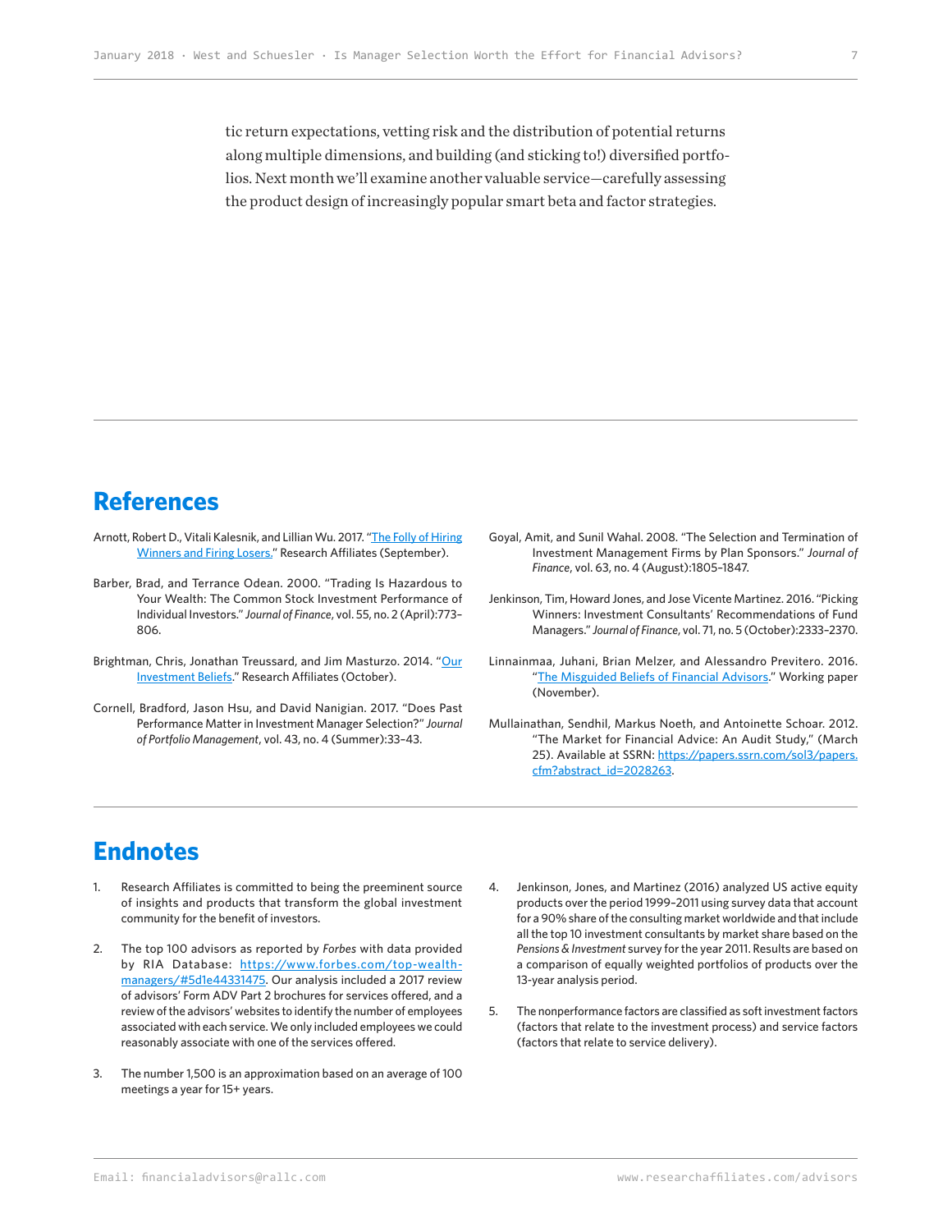tic return expectations, vetting risk and the distribution of potential returns along multiple dimensions, and building (and sticking to!) diversified portfolios. Next month we'll examine another valuable service—carefully assessing the product design of increasingly popular smart beta and factor strategies.

## References

Arnott, Robert D., Vitali Kalesnik, and Lillian Wu. 2017. "[The Folly of Hiring Winners and Firing Losers.](#)" Research Affiliates (September).

Barber, Brad, and Terrance Odean. 2000. "Trading Is Hazardous to Your Wealth: The Common Stock Investment Performance of Individual Investors." *Journal of Finance*, vol. 55, no. 2 (April):773–806.

Brightman, Chris, Jonathan Treussard, and Jim Masturzo. 2014. "[Our Investment Beliefs](#)." Research Affiliates (October).

Cornell, Bradford, Jason Hsu, and David Nanigian. 2017. "Does Past Performance Matter in Investment Manager Selection?" *Journal of Portfolio Management*, vol. 43, no. 4 (Summer):33–43.

Goyal, Amit, and Sunil Wahal. 2008. "The Selection and Termination of Investment Management Firms by Plan Sponsors." *Journal of Finance*, vol. 63, no. 4 (August):1805–1847.

Jenkinson, Tim, Howard Jones, and Jose Vicente Martinez. 2016. "Picking Winners: Investment Consultants' Recommendations of Fund Managers." *Journal of Finance*, vol. 71, no. 5 (October):2333–2370.

Linnainmaa, Juhani, Brian Melzer, and Alessandro Previtero. 2016. "[The Misguided Beliefs of Financial Advisors](#)." Working paper (November).

Mullainathan, Sendhil, Markus Noeth, and Antoinette Schoar. 2012. "The Market for Financial Advice: An Audit Study," (March 25). Available at SSRN: https://papers.ssrn.com/sol3/papers.cfm?abstract_id=2028263.

## Endnotes

1. Research Affiliates is committed to being the preeminent source of insights and products that transform the global investment community for the benefit of investors.

2. The top 100 advisors as reported by *Forbes* with data provided by RIA Database: https://www.forbes.com/top-wealth-managers/#5d1e44331475. Our analysis included a 2017 review of advisors' Form ADV Part 2 brochures for services offered, and a review of the advisors' websites to identify the number of employees associated with each service. We only included employees we could reasonably associate with one of the services offered.

3. The number 1,500 is an approximation based on an average of 100 meetings a year for 15+ years.

4. Jenkinson, Jones, and Martinez (2016) analyzed US active equity products over the period 1999–2011 using survey data that account for a 90% share of the consulting market worldwide and that include all the top 10 investment consultants by market share based on the *Pensions & Investment* survey for the year 2011. Results are based on a comparison of equally weighted portfolios of products over the 13-year analysis period.

5. The nonperformance factors are classified as soft investment factors (factors that relate to the investment process) and service factors (factors that relate to service delivery).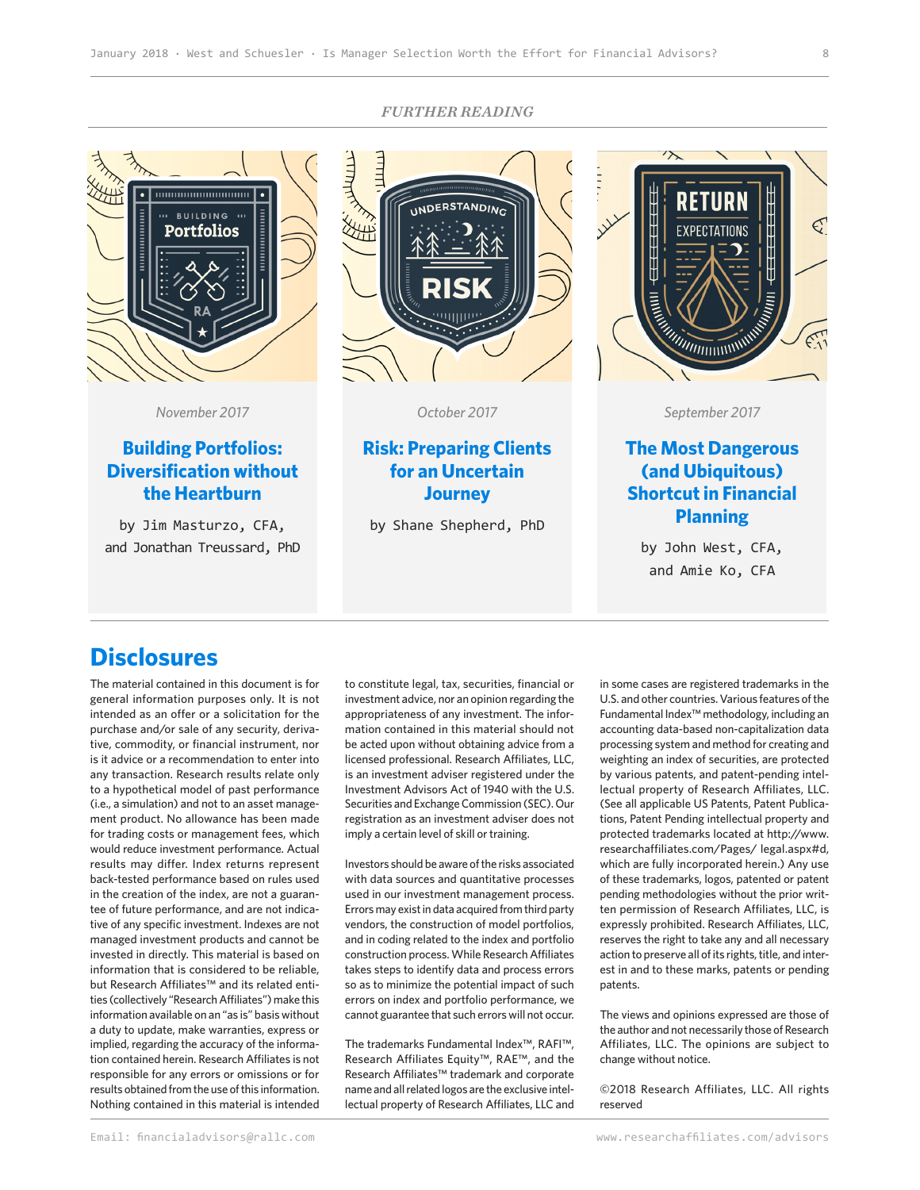*FURTHER READING*

November 2017

**Building Portfolios: Diversification without the Heartburn**

by Jim Masturzo, CFA, and Jonathan Treussard, PhD

October 2017

**Risk: Preparing Clients for an Uncertain Journey**

by Shane Shepherd, PhD

September 2017

**The Most Dangerous (and Ubiquitous) Shortcut in Financial Planning**

by John West, CFA, and Amie Ko, CFA

## Disclosures

The material contained in this document is for general information purposes only. It is not intended as an offer or a solicitation for the purchase and/or sale of any security, derivative, commodity, or financial instrument, nor is it advice or a recommendation to enter into any transaction. Research results relate only to a hypothetical model of past performance (i.e., a simulation) and not to an asset management product. No allowance has been made for trading costs or management fees, which would reduce investment performance. Actual results may differ. Index returns represent back-tested performance based on rules used in the creation of the index, are not a guarantee of future performance, and are not indicative of any specific investment. Indexes are not managed investment products and cannot be invested in directly. This material is based on information that is considered to be reliable, but Research Affiliates™ and its related entities (collectively "Research Affiliates") make this information available on an "as is" basis without a duty to update, make warranties, express or implied, regarding the accuracy of the information contained herein. Research Affiliates is not responsible for any errors or omissions or for results obtained from the use of this information. Nothing contained in this material is intended to constitute legal, tax, securities, financial or investment advice, nor an opinion regarding the appropriateness of any investment. The information contained in this material should not be acted upon without obtaining advice from a licensed professional. Research Affiliates, LLC, is an investment adviser registered under the Investment Advisors Act of 1940 with the U.S. Securities and Exchange Commission (SEC). Our registration as an investment adviser does not imply a certain level of skill or training.

Investors should be aware of the risks associated with data sources and quantitative processes used in our investment management process. Errors may exist in data acquired from third party vendors, the construction of model portfolios, and in coding related to the index and portfolio construction process. While Research Affiliates takes steps to identify data and process errors so as to minimize the potential impact of such errors on index and portfolio performance, we cannot guarantee that such errors will not occur.

The trademarks Fundamental Index™, RAFI™, Research Affiliates Equity™, RAE™, and the Research Affiliates™ trademark and corporate name and all related logos are the exclusive intellectual property of Research Affiliates, LLC and in some cases are registered trademarks in the U.S. and other countries. Various features of the Fundamental Index™ methodology, including an accounting data-based non-capitalization data processing system and method for creating and weighting an index of securities, are protected by various patents, and patent-pending intellectual property of Research Affiliates, LLC. (See all applicable US Patents, Patent Publications, Patent Pending intellectual property and protected trademarks located at http://www.researchaffiliates.com/Pages/ legal.aspx#d, which are fully incorporated herein.) Any use of these trademarks, logos, patented or patent pending methodologies without the prior written permission of Research Affiliates, LLC, is expressly prohibited. Research Affiliates, LLC, reserves the right to take any and all necessary action to preserve all of its rights, title, and interest in and to these marks, patents or pending patents.

The views and opinions expressed are those of the author and not necessarily those of Research Affiliates, LLC. The opinions are subject to change without notice.

©2018 Research Affiliates, LLC. All rights reserved